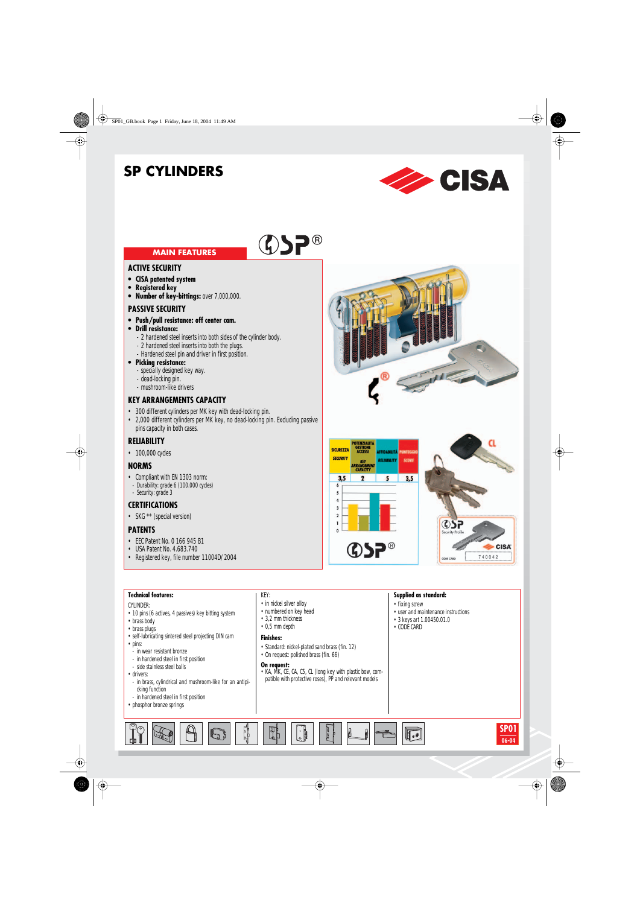# SP CYLINDERS

## MAIN FEATURES

### ACTIVE SECURITY

- **CISA patented system**
- **Registered key**
- **Number of key-bittings:** over 7,000,000.

### PASSIVE SECURITY

- **Push/pull resistance: off center cam.**
- **Drill resistance:**
  - 2 hardened steel inserts into both sides of the cylinder body.
  - 2 hardened steel inserts into both the plugs.
  - Hardened steel pin and driver in first position.
- **Picking resistance:**
  - specially designed key way.
  - dead-locking pin.
  - mushroom-like drivers

### KEY ARRANGEMENTS CAPACITY

- 300 different cylinders per MK key with dead-locking pin.
- 2,000 different cylinders per MK key, no dead-locking pin. Excluding passive pins capacity in both cases.

### RELIABILITY

- 100,000 cycles

### NORMS

- Compliant with EN 1303 norm:
  - Durability: grade 6 (100.000 cycles)
  - Security: grade 3

### CERTIFICATIONS

- SKG ** (special version)

### PATENTS

- EEC Patent No. 0 166 945 B1
- USA Patent No. 4.683.740
- Registered key, file number 11004D/2004

| SICUREZZA SECURITY | POTENZIALITÀ GESTIONE ACCESSI KEY ARRANGEMENT CAPACITY | AFFIDABILITÀ RELIABILITY | PUNTEGGIO SCORE |
|---|---|---|---|
| 3,5 | 2 | 5 | 3,5 |

**Technical features:**

CYLINDER:
- 10 pins (6 actives, 4 passives) key bitting system
- brass body
- brass plugs
- self-lubricating sintered steel projecting DIN cam
- pins:
  - in wear resistant bronze
  - in hardened steel in first position
  - side stainless steel balls
- drivers:
  - in brass, cylindrical and mushroom-like for an antipicking function
  - in hardened steel in first position
- phosphor bronze springs

KEY:
- in nickel silver alloy
- numbered on key head
- 3,2 mm thickness
- 0,5 mm depth

**Finishes:**
- Standard: nickel-plated sand brass (fin. 12)
- On request: polished brass (fin. 66)

**On request:**
- KA, MK, CE, CA, CS, CL (long key with plastic bow, compatible with protective roses), PP and relevant models

**Supplied as standard:**
- fixing screw
- user and maintenance instructions
- 3 keys art 1.00450.01.0
- CODE CARD

SP01
06-04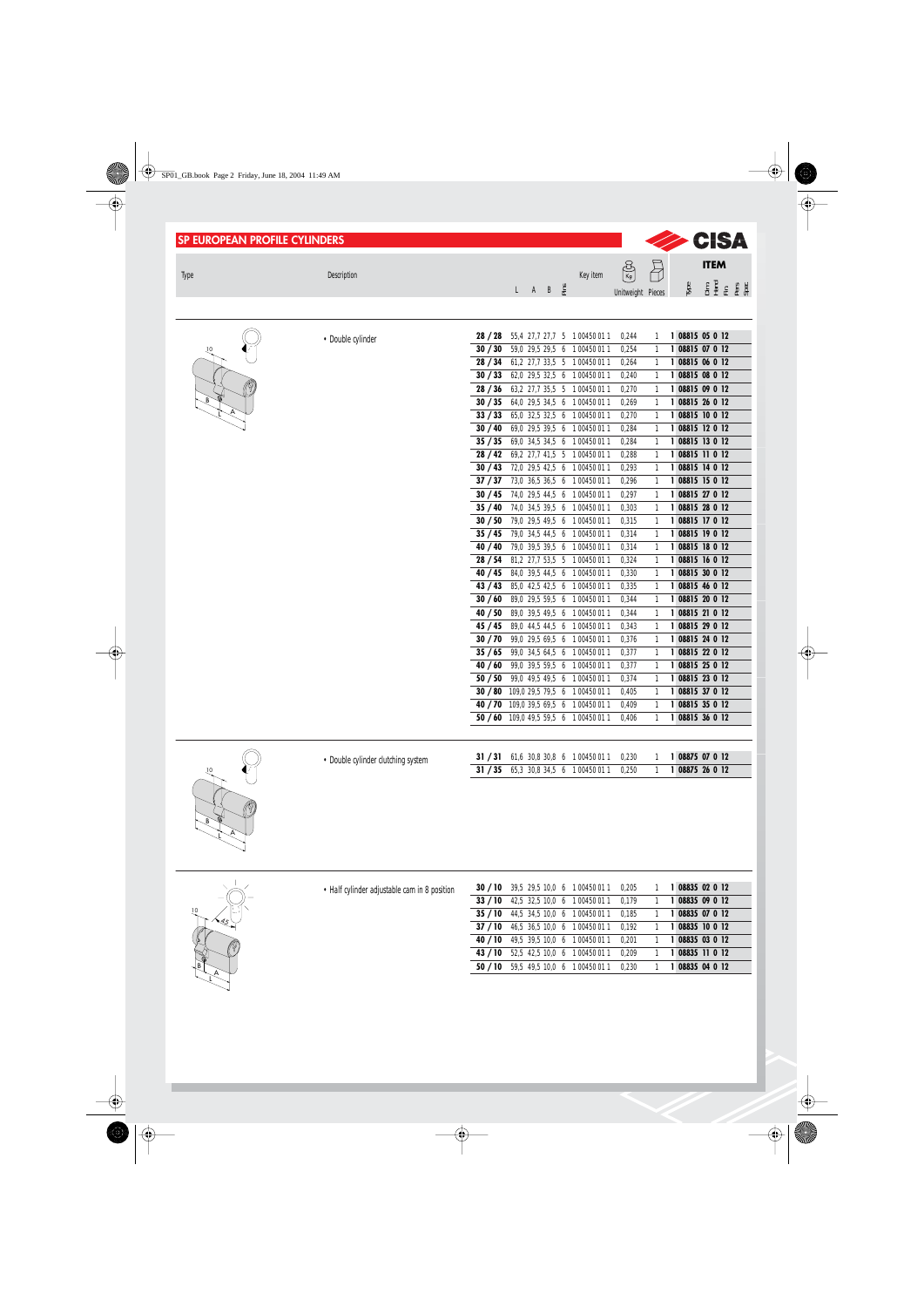## SP EUROPEAN PROFILE CYLINDERS

CISA

| Type | Description | | L | A | B | Pins | Key item | Unitweight | Pieces | ITEM |
|---|---|---|---|---|---|---|---|---|---|---|
| | • Double cylinder | 28 / 28 | 55,4 | 27,7 | 27,7 | 5 | 1 00450 01 1 | 0,244 | 1 | 1 08815 05 0 12 |
| | | 30 / 30 | 59,0 | 29,5 | 29,5 | 6 | 1 00450 01 1 | 0,254 | 1 | 1 08815 07 0 12 |
| | | 28 / 34 | 61,2 | 27,7 | 33,5 | 5 | 1 00450 01 1 | 0,264 | 1 | 1 08815 06 0 12 |
| | | 30 / 33 | 62,0 | 29,5 | 32,5 | 6 | 1 00450 01 1 | 0,240 | 1 | 1 08815 08 0 12 |
| | | 28 / 36 | 63,2 | 27,7 | 35,5 | 5 | 1 00450 01 1 | 0,270 | 1 | 1 08815 09 0 12 |
| | | 30 / 35 | 64,0 | 29,5 | 34,5 | 6 | 1 00450 01 1 | 0,269 | 1 | 1 08815 26 0 12 |
| | | 33 / 33 | 65,0 | 32,5 | 32,5 | 6 | 1 00450 01 1 | 0,270 | 1 | 1 08815 10 0 12 |
| | | 30 / 40 | 69,0 | 29,5 | 39,5 | 6 | 1 00450 01 1 | 0,284 | 1 | 1 08815 12 0 12 |
| | | 35 / 35 | 69,0 | 34,5 | 34,5 | 6 | 1 00450 01 1 | 0,284 | 1 | 1 08815 13 0 12 |
| | | 28 / 42 | 69,2 | 27,7 | 41,5 | 5 | 1 00450 01 1 | 0,288 | 1 | 1 08815 11 0 12 |
| | | 30 / 43 | 72,0 | 29,5 | 42,5 | 6 | 1 00450 01 1 | 0,293 | 1 | 1 08815 14 0 12 |
| | | 37 / 37 | 73,0 | 36,5 | 36,5 | 6 | 1 00450 01 1 | 0,296 | 1 | 1 08815 15 0 12 |
| | | 30 / 45 | 74,0 | 29,5 | 44,5 | 6 | 1 00450 01 1 | 0,297 | 1 | 1 08815 27 0 12 |
| | | 35 / 40 | 74,0 | 34,5 | 39,5 | 6 | 1 00450 01 1 | 0,303 | 1 | 1 08815 28 0 12 |
| | | 30 / 50 | 79,0 | 29,5 | 49,5 | 6 | 1 00450 01 1 | 0,315 | 1 | 1 08815 17 0 12 |
| | | 35 / 45 | 79,0 | 34,5 | 44,5 | 6 | 1 00450 01 1 | 0,314 | 1 | 1 08815 19 0 12 |
| | | 40 / 40 | 79,0 | 39,5 | 39,5 | 6 | 1 00450 01 1 | 0,314 | 1 | 1 08815 18 0 12 |
| | | 28 / 54 | 81,2 | 27,7 | 53,5 | 5 | 1 00450 01 1 | 0,324 | 1 | 1 08815 16 0 12 |
| | | 40 / 45 | 84,0 | 39,5 | 44,5 | 6 | 1 00450 01 1 | 0,330 | 1 | 1 08815 30 0 12 |
| | | 43 / 43 | 85,0 | 42,5 | 42,5 | 6 | 1 00450 01 1 | 0,335 | 1 | 1 08815 46 0 12 |
| | | 30 / 60 | 89,0 | 29,5 | 59,5 | 6 | 1 00450 01 1 | 0,344 | 1 | 1 08815 20 0 12 |
| | | 40 / 50 | 89,0 | 39,5 | 49,5 | 6 | 1 00450 01 1 | 0,344 | 1 | 1 08815 21 0 12 |
| | | 45 / 45 | 89,0 | 44,5 | 44,5 | 6 | 1 00450 01 1 | 0,343 | 1 | 1 08815 29 0 12 |
| | | 30 / 70 | 99,0 | 29,5 | 69,5 | 6 | 1 00450 01 1 | 0,376 | 1 | 1 08815 24 0 12 |
| | | 35 / 65 | 99,0 | 34,5 | 64,5 | 6 | 1 00450 01 1 | 0,377 | 1 | 1 08815 22 0 12 |
| | | 40 / 60 | 99,0 | 39,5 | 59,5 | 6 | 1 00450 01 1 | 0,377 | 1 | 1 08815 25 0 12 |
| | | 50 / 50 | 99,0 | 49,5 | 49,5 | 6 | 1 00450 01 1 | 0,374 | 1 | 1 08815 23 0 12 |
| | | 30 / 80 | 109,0 | 29,5 | 79,5 | 6 | 1 00450 01 1 | 0,405 | 1 | 1 08815 37 0 12 |
| | | 40 / 70 | 109,0 | 39,5 | 69,5 | 6 | 1 00450 01 1 | 0,409 | 1 | 1 08815 35 0 12 |
| | | 50 / 60 | 109,0 | 49,5 | 59,5 | 6 | 1 00450 01 1 | 0,406 | 1 | 1 08815 36 0 12 |
| | • Double cylinder clutching system | 31 / 31 | 61,6 | 30,8 | 30,8 | 6 | 1 00450 01 1 | 0,230 | 1 | 1 08875 07 0 12 |
| | | 31 / 35 | 65,3 | 30,8 | 34,5 | 6 | 1 00450 01 1 | 0,250 | 1 | 1 08875 26 0 12 |
| | • Half cylinder adjustable cam in 8 position | 30 / 10 | 39,5 | 29,5 | 10,0 | 6 | 1 00450 01 1 | 0,205 | 1 | 1 08835 02 0 12 |
| | | 33 / 10 | 42,5 | 32,5 | 10,0 | 6 | 1 00450 01 1 | 0,179 | 1 | 1 08835 09 0 12 |
| | | 35 / 10 | 44,5 | 34,5 | 10,0 | 6 | 1 00450 01 1 | 0,185 | 1 | 1 08835 07 0 12 |
| | | 37 / 10 | 46,5 | 36,5 | 10,0 | 6 | 1 00450 01 1 | 0,192 | 1 | 1 08835 10 0 12 |
| | | 40 / 10 | 49,5 | 39,5 | 10,0 | 6 | 1 00450 01 1 | 0,201 | 1 | 1 08835 03 0 12 |
| | | 43 / 10 | 52,5 | 42,5 | 10,0 | 6 | 1 00450 01 1 | 0,209 | 1 | 1 08835 11 0 12 |
| | | 50 / 10 | 59,5 | 49,5 | 10,0 | 6 | 1 00450 01 1 | 0,230 | 1 | 1 08835 04 0 12 |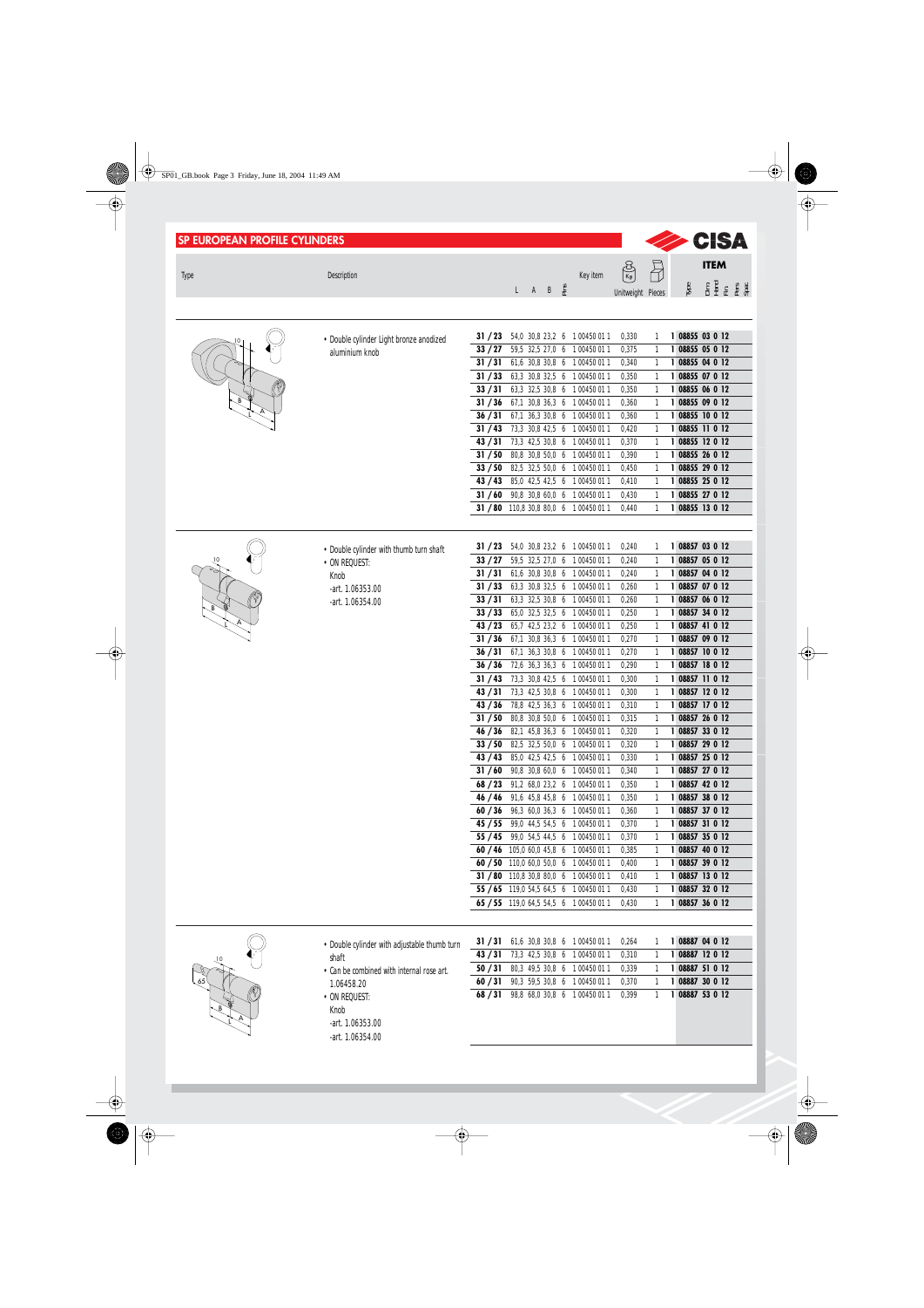## SP EUROPEAN PROFILE CYLINDERS

CISA

| Type | Description | L | A | B | Pins | Key item | Unitweight | Pieces | ITEM Type | Dim | Hand | Fin | Pers | Spec |
|---|---|---|---|---|---|---|---|---|---|---|---|---|---|---|
| | • Double cylinder Light bronze anodized aluminium knob | | | | | | | | | | | | | |
| 31 / 23 | | 54,0 | 30,8 | 23,2 | 6 | 1 00450 01 1 | 0,330 | 1 | 1 | 08855 | 03 | 0 | 12 | |
| 33 / 27 | | 59,5 | 32,5 | 27,0 | 6 | 1 00450 01 1 | 0,375 | 1 | 1 | 08855 | 05 | 0 | 12 | |
| 31 / 31 | | 61,6 | 30,8 | 30,8 | 6 | 1 00450 01 1 | 0,340 | 1 | 1 | 08855 | 04 | 0 | 12 | |
| 31 / 33 | | 63,3 | 30,8 | 32,5 | 6 | 1 00450 01 1 | 0,350 | 1 | 1 | 08855 | 07 | 0 | 12 | |
| 33 / 31 | | 63,3 | 32,5 | 30,8 | 6 | 1 00450 01 1 | 0,350 | 1 | 1 | 08855 | 06 | 0 | 12 | |
| 31 / 36 | | 67,1 | 30,8 | 36,3 | 6 | 1 00450 01 1 | 0,360 | 1 | 1 | 08855 | 09 | 0 | 12 | |
| 36 / 31 | | 67,1 | 36,3 | 30,8 | 6 | 1 00450 01 1 | 0,360 | 1 | 1 | 08855 | 10 | 0 | 12 | |
| 31 / 43 | | 73,3 | 30,8 | 42,5 | 6 | 1 00450 01 1 | 0,420 | 1 | 1 | 08855 | 11 | 0 | 12 | |
| 43 / 31 | | 73,3 | 42,5 | 30,8 | 6 | 1 00450 01 1 | 0,370 | 1 | 1 | 08855 | 12 | 0 | 12 | |
| 31 / 50 | | 80,8 | 30,8 | 50,0 | 6 | 1 00450 01 1 | 0,390 | 1 | 1 | 08855 | 26 | 0 | 12 | |
| 33 / 50 | | 82,5 | 32,5 | 50,0 | 6 | 1 00450 01 1 | 0,450 | 1 | 1 | 08855 | 29 | 0 | 12 | |
| 43 / 43 | | 85,0 | 42,5 | 42,5 | 6 | 1 00450 01 1 | 0,410 | 1 | 1 | 08855 | 25 | 0 | 12 | |
| 31 / 60 | | 90,8 | 30,8 | 60,0 | 6 | 1 00450 01 1 | 0,430 | 1 | 1 | 08855 | 27 | 0 | 12 | |
| 31 / 80 | | 110,8 | 30,8 | 80,0 | 6 | 1 00450 01 1 | 0,440 | 1 | 1 | 08855 | 13 | 0 | 12 | |
| | • Double cylinder with thumb turn shaft<br>• ON REQUEST: Knob -art. 1.06353.00 -art. 1.06354.00 | | | | | | | | | | | | | |
| 31 / 23 | | 54,0 | 30,8 | 23,2 | 6 | 1 00450 01 1 | 0,240 | 1 | 1 | 08857 | 03 | 0 | 12 | |
| 33 / 27 | | 59,5 | 32,5 | 27,0 | 6 | 1 00450 01 1 | 0,240 | 1 | 1 | 08857 | 05 | 0 | 12 | |
| 31 / 31 | | 61,6 | 30,8 | 30,8 | 6 | 1 00450 01 1 | 0,240 | 1 | 1 | 08857 | 04 | 0 | 12 | |
| 31 / 33 | | 63,3 | 30,8 | 32,5 | 6 | 1 00450 01 1 | 0,260 | 1 | 1 | 08857 | 07 | 0 | 12 | |
| 33 / 31 | | 63,3 | 32,5 | 30,8 | 6 | 1 00450 01 1 | 0,260 | 1 | 1 | 08857 | 06 | 0 | 12 | |
| 33 / 33 | | 65,0 | 32,5 | 32,5 | 6 | 1 00450 01 1 | 0,250 | 1 | 1 | 08857 | 34 | 0 | 12 | |
| 43 / 23 | | 65,7 | 42,5 | 23,2 | 6 | 1 00450 01 1 | 0,250 | 1 | 1 | 08857 | 41 | 0 | 12 | |
| 31 / 36 | | 67,1 | 30,8 | 36,3 | 6 | 1 00450 01 1 | 0,270 | 1 | 1 | 08857 | 09 | 0 | 12 | |
| 36 / 31 | | 67,1 | 36,3 | 30,8 | 6 | 1 00450 01 1 | 0,270 | 1 | 1 | 08857 | 10 | 0 | 12 | |
| 36 / 36 | | 72,6 | 36,3 | 36,3 | 6 | 1 00450 01 1 | 0,290 | 1 | 1 | 08857 | 18 | 0 | 12 | |
| 31 / 43 | | 73,3 | 30,8 | 42,5 | 6 | 1 00450 01 1 | 0,300 | 1 | 1 | 08857 | 11 | 0 | 12 | |
| 43 / 31 | | 73,3 | 42,5 | 30,8 | 6 | 1 00450 01 1 | 0,300 | 1 | 1 | 08857 | 12 | 0 | 12 | |
| 43 / 36 | | 78,8 | 42,5 | 36,3 | 6 | 1 00450 01 1 | 0,310 | 1 | 1 | 08857 | 17 | 0 | 12 | |
| 31 / 50 | | 80,8 | 30,8 | 50,0 | 6 | 1 00450 01 1 | 0,315 | 1 | 1 | 08857 | 26 | 0 | 12 | |
| 46 / 36 | | 82,1 | 45,8 | 36,3 | 6 | 1 00450 01 1 | 0,320 | 1 | 1 | 08857 | 33 | 0 | 12 | |
| 33 / 50 | | 82,5 | 32,5 | 50,0 | 6 | 1 00450 01 1 | 0,320 | 1 | 1 | 08857 | 29 | 0 | 12 | |
| 43 / 43 | | 85,0 | 42,5 | 42,5 | 6 | 1 00450 01 1 | 0,330 | 1 | 1 | 08857 | 25 | 0 | 12 | |
| 31 / 60 | | 90,8 | 30,8 | 60,0 | 6 | 1 00450 01 1 | 0,340 | 1 | 1 | 08857 | 27 | 0 | 12 | |
| 68 / 23 | | 91,2 | 68,0 | 23,2 | 6 | 1 00450 01 1 | 0,350 | 1 | 1 | 08857 | 42 | 0 | 12 | |
| 46 / 46 | | 91,6 | 45,8 | 45,8 | 6 | 1 00450 01 1 | 0,350 | 1 | 1 | 08857 | 38 | 0 | 12 | |
| 60 / 36 | | 96,3 | 60,0 | 36,3 | 6 | 1 00450 01 1 | 0,360 | 1 | 1 | 08857 | 37 | 0 | 12 | |
| 45 / 55 | | 99,0 | 44,5 | 54,5 | 6 | 1 00450 01 1 | 0,370 | 1 | 1 | 08857 | 31 | 0 | 12 | |
| 55 / 45 | | 99,0 | 54,5 | 44,5 | 6 | 1 00450 01 1 | 0,370 | 1 | 1 | 08857 | 35 | 0 | 12 | |
| 60 / 46 | | 105,0 | 60,0 | 45,8 | 6 | 1 00450 01 1 | 0,385 | 1 | 1 | 08857 | 40 | 0 | 12 | |
| 60 / 50 | | 110,0 | 60,0 | 50,0 | 6 | 1 00450 01 1 | 0,400 | 1 | 1 | 08857 | 39 | 0 | 12 | |
| 31 / 80 | | 110,8 | 30,8 | 80,0 | 6 | 1 00450 01 1 | 0,410 | 1 | 1 | 08857 | 13 | 0 | 12 | |
| 55 / 65 | | 119,0 | 54,5 | 64,5 | 6 | 1 00450 01 1 | 0,430 | 1 | 1 | 08857 | 32 | 0 | 12 | |
| 65 / 55 | | 119,0 | 64,5 | 54,5 | 6 | 1 00450 01 1 | 0,430 | 1 | 1 | 08857 | 36 | 0 | 12 | |
| | • Double cylinder with adjustable thumb turn shaft<br>• Can be combined with internal rose art. 1.06458.20<br>• ON REQUEST: Knob -art. 1.06353.00 -art. 1.06354.00 | | | | | | | | | | | | | |
| 31 / 31 | | 61,6 | 30,8 | 30,8 | 6 | 1 00450 01 1 | 0,264 | 1 | 1 | 08887 | 04 | 0 | 12 | |
| 43 / 31 | | 73,3 | 42,5 | 30,8 | 6 | 1 00450 01 1 | 0,310 | 1 | 1 | 08887 | 12 | 0 | 12 | |
| 50 / 31 | | 80,3 | 49,5 | 30,8 | 6 | 1 00450 01 1 | 0,339 | 1 | 1 | 08887 | 51 | 0 | 12 | |
| 60 / 31 | | 90,3 | 59,5 | 30,8 | 6 | 1 00450 01 1 | 0,370 | 1 | 1 | 08887 | 30 | 0 | 12 | |
| 68 / 31 | | 98,8 | 68,0 | 30,8 | 6 | 1 00450 01 1 | 0,399 | 1 | 1 | 08887 | 53 | 0 | 12 | |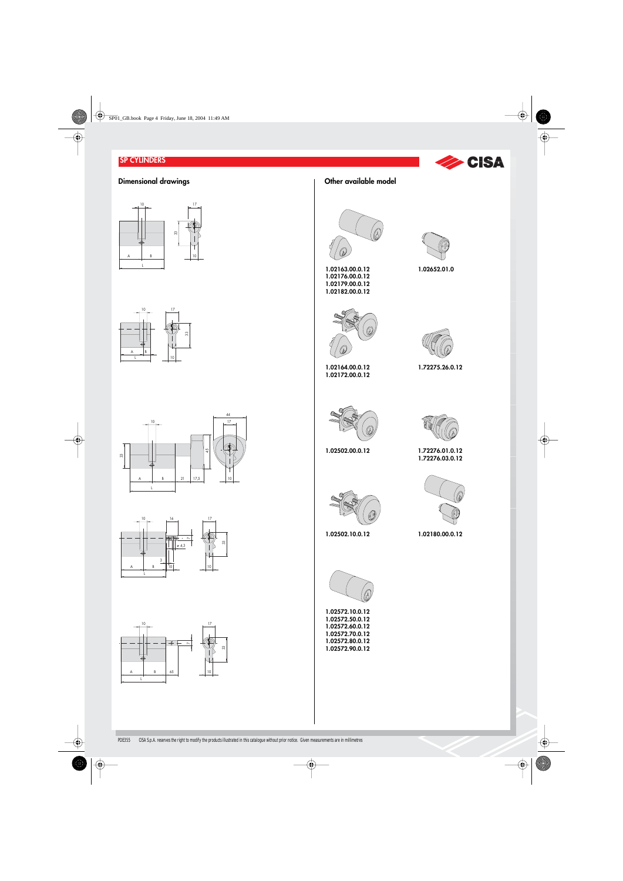## SP CYLINDERS

### Dimensional drawings

10
17
33
A
B
L
10

10
17
33
A
B
L
10

44
10
17
33
43
A
B
21
17,5
L
10

10
16
17
7
ø 4,3
33
3
A
B
10
L
10

10
17
7
33
A
B
65
L
10

### Other available model

1.02163.00.0.12
1.02176.00.0.12
1.02179.00.0.12
1.02182.00.0.12

1.02652.01.0

1.02164.00.0.12
1.02172.00.0.12

1.72275.26.0.12

1.02502.00.0.12

1.72276.01.0.12
1.72276.03.0.12

1.02502.10.0.12

1.02180.00.0.12

1.02572.10.0.12
1.02572.50.0.12
1.02572.60.0.12
1.02572.70.0.12
1.02572.80.0.12
1.02572.90.0.12

PDE355 CISA S.p.A. reserves the right to modify the products illustrated in this catalogue without prior notice. Given measurements are in millimetres